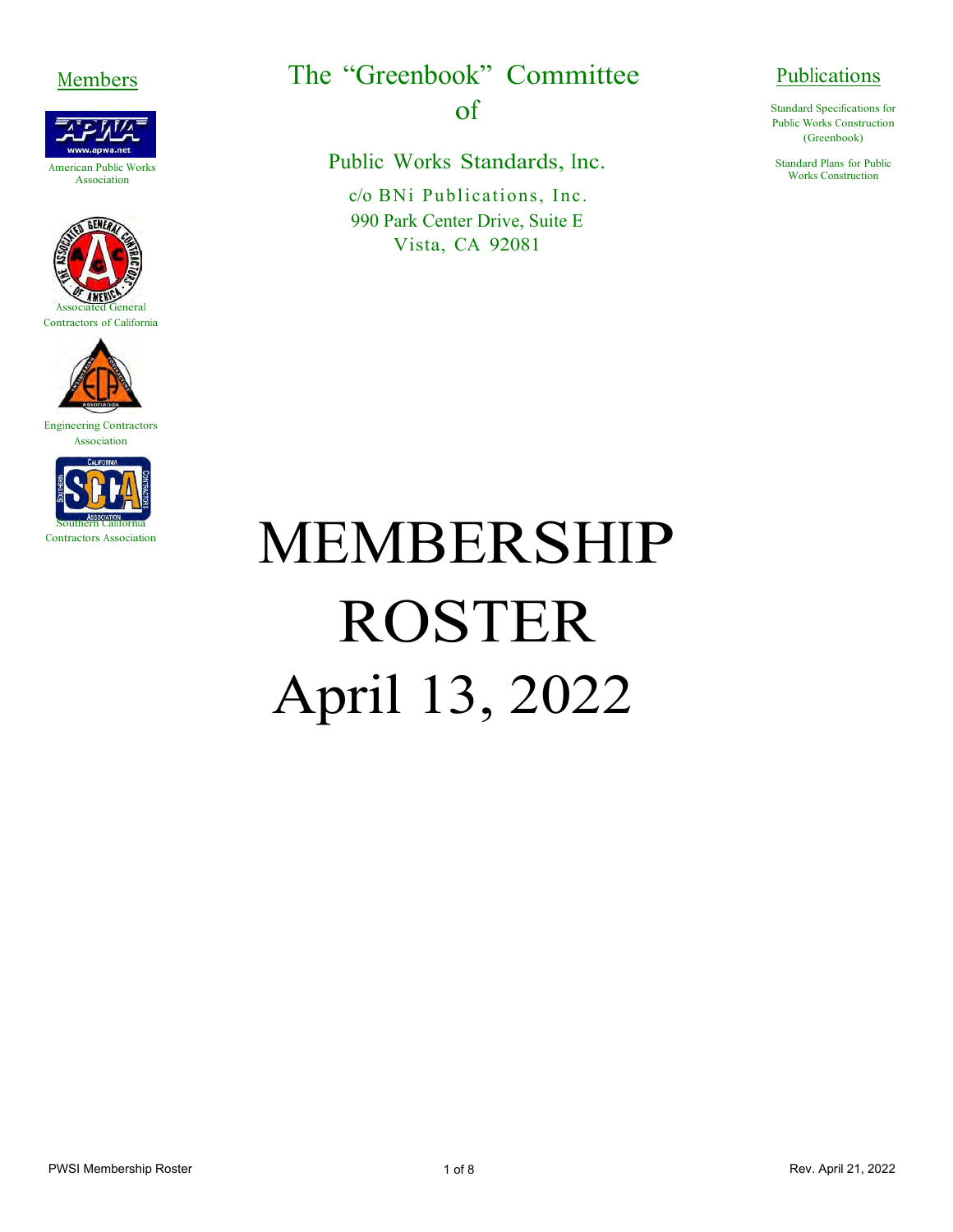## Members

American Public Works Association

Associated General Contractors of California

Engineering Contractors Association

Southern California Contractors Association

# The "Greenbook" Committee of

## Public Works Standards, Inc.

c/o BNi Publications, Inc.
990 Park Center Drive, Suite E
Vista, CA 92081

## Publications

Standard Specifications for Public Works Construction (Greenbook)

Standard Plans for Public Works Construction

# MEMBERSHIP ROSTER
# April 13, 2022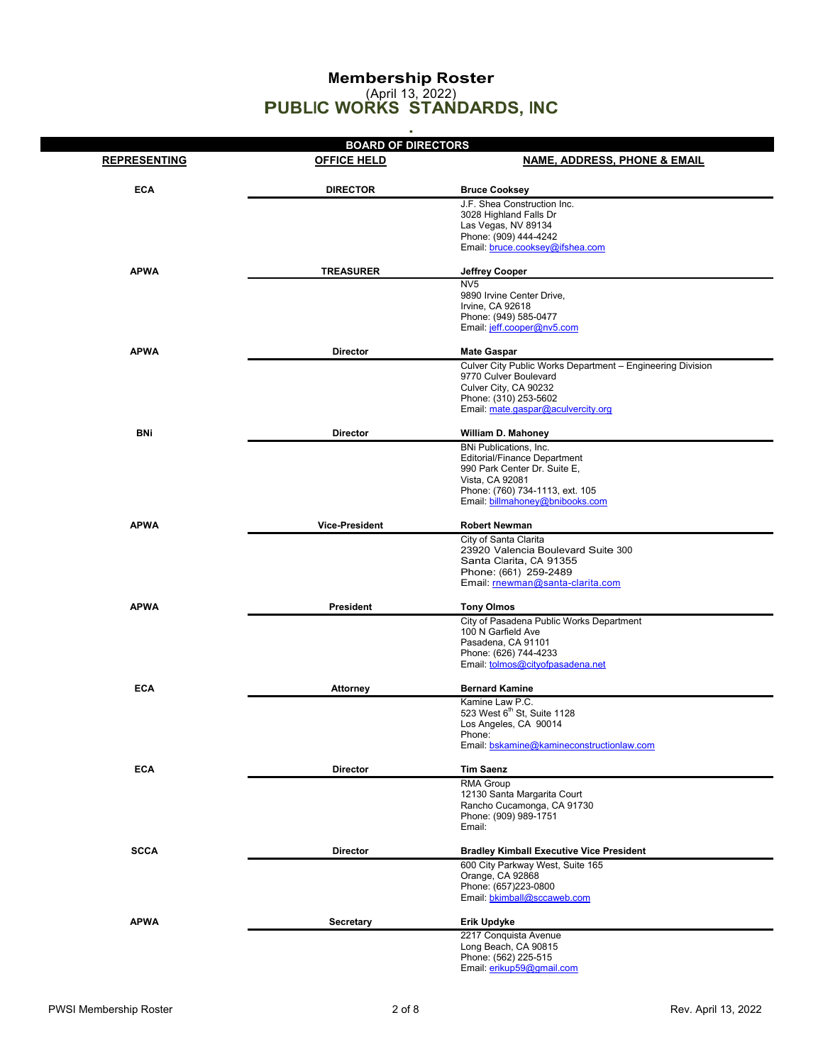# Membership Roster
(April 13, 2022)
# PUBLIC WORKS STANDARDS, INC

## BOARD OF DIRECTORS

| REPRESENTING | OFFICE HELD | NAME, ADDRESS, PHONE & EMAIL |
|---|---|---|
| ECA | DIRECTOR | **Bruce Cooksey**<br>J.F. Shea Construction Inc.<br>3028 Highland Falls Dr<br>Las Vegas, NV 89134<br>Phone: (909) 444-4242<br>Email: bruce.cooksey@jfshea.com |
| APWA | TREASURER | **Jeffrey Cooper**<br>NV5<br>9890 Irvine Center Drive,<br>Irvine, CA 92618<br>Phone: (949) 585-0477<br>Email: jeff.cooper@nv5.com |
| APWA | Director | **Mate Gaspar**<br>Culver City Public Works Department – Engineering Division<br>9770 Culver Boulevard<br>Culver City, CA 90232<br>Phone: (310) 253-5602<br>Email: mate.gaspar@aculvercity.org |
| BNi | Director | **William D. Mahoney**<br>BNi Publications, Inc.<br>Editorial/Finance Department<br>990 Park Center Dr. Suite E,<br>Vista, CA 92081<br>Phone: (760) 734-1113, ext. 105<br>Email: billmahoney@bnibooks.com |
| APWA | Vice-President | **Robert Newman**<br>City of Santa Clarita<br>23920 Valencia Boulevard Suite 300<br>Santa Clarita, CA 91355<br>Phone: (661) 259-2489<br>Email: rnewman@santa-clarita.com |
| APWA | President | **Tony Olmos**<br>City of Pasadena Public Works Department<br>100 N Garfield Ave<br>Pasadena, CA 91101<br>Phone: (626) 744-4233<br>Email: tolmos@cityofpasadena.net |
| ECA | Attorney | **Bernard Kamine**<br>Kamine Law P.C.<br>523 West 6th St, Suite 1128<br>Los Angeles, CA 90014<br>Phone:<br>Email: bskamine@kamineconstructionlaw.com |
| ECA | Director | **Tim Saenz**<br>RMA Group<br>12130 Santa Margarita Court<br>Rancho Cucamonga, CA 91730<br>Phone: (909) 989-1751<br>Email: |
| SCCA | Director | **Bradley Kimball Executive Vice President**<br>600 City Parkway West, Suite 165<br>Orange, CA 92868<br>Phone: (657)223-0800<br>Email: bkimball@sccaweb.com |
| APWA | Secretary | **Erik Updyke**<br>2217 Conquista Avenue<br>Long Beach, CA 90815<br>Phone: (562) 225-515<br>Email: erikup59@gmail.com |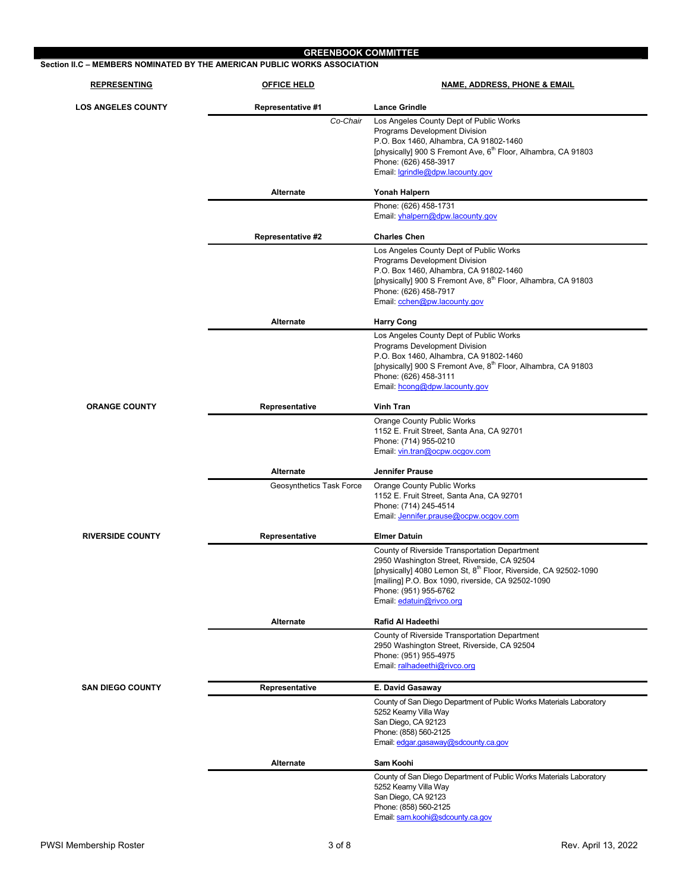# GREENBOOK COMMITTEE

**Section II.C – MEMBERS NOMINATED BY THE AMERICAN PUBLIC WORKS ASSOCIATION**

| REPRESENTING | OFFICE HELD | NAME, ADDRESS, PHONE & EMAIL |
|---|---|---|
| **LOS ANGELES COUNTY** | **Representative #1** | **Lance Grindle** |
| | *Co-Chair* | Los Angeles County Dept of Public Works<br>Programs Development Division<br>P.O. Box 1460, Alhambra, CA 91802-1460<br>[physically] 900 S Fremont Ave, 6th Floor, Alhambra, CA 91803<br>Phone: (626) 458-3917<br>Email: lgrindle@dpw.lacounty.gov |
| | **Alternate** | **Yonah Halpern** |
| | | Phone: (626) 458-1731<br>Email: yhalpern@dpw.lacounty.gov |
| | **Representative #2** | **Charles Chen** |
| | | Los Angeles County Dept of Public Works<br>Programs Development Division<br>P.O. Box 1460, Alhambra, CA 91802-1460<br>[physically] 900 S Fremont Ave, 8th Floor, Alhambra, CA 91803<br>Phone: (626) 458-7917<br>Email: cchen@pw.lacounty.gov |
| | **Alternate** | **Harry Cong** |
| | | Los Angeles County Dept of Public Works<br>Programs Development Division<br>P.O. Box 1460, Alhambra, CA 91802-1460<br>[physically] 900 S Fremont Ave, 8th Floor, Alhambra, CA 91803<br>Phone: (626) 458-3111<br>Email: hcong@dpw.lacounty.gov |
| **ORANGE COUNTY** | **Representative** | **Vinh Tran** |
| | | Orange County Public Works<br>1152 E. Fruit Street, Santa Ana, CA 92701<br>Phone: (714) 955-0210<br>Email: vin.tran@ocpw.ocgov.com |
| | **Alternate** | **Jennifer Prause** |
| | Geosynthetics Task Force | Orange County Public Works<br>1152 E. Fruit Street, Santa Ana, CA 92701<br>Phone: (714) 245-4514<br>Email: Jennifer.prause@ocpw.ocgov.com |
| **RIVERSIDE COUNTY** | **Representative** | **Elmer Datuin** |
| | | County of Riverside Transportation Department<br>2950 Washington Street, Riverside, CA 92504<br>[physically] 4080 Lemon St, 8th Floor, Riverside, CA 92502-1090<br>[mailing] P.O. Box 1090, riverside, CA 92502-1090<br>Phone: (951) 955-6762<br>Email: edatuin@rivco.org |
| | **Alternate** | **Rafid Al Hadeethi** |
| | | County of Riverside Transportation Department<br>2950 Washington Street, Riverside, CA 92504<br>Phone: (951) 955-4975<br>Email: ralhadeethi@rivco.org |
| **SAN DIEGO COUNTY** | **Representative** | **E. David Gasaway** |
| | | County of San Diego Department of Public Works Materials Laboratory<br>5252 Kearny Villa Way<br>San Diego, CA 92123<br>Phone: (858) 560-2125<br>Email: edgar.gasaway@sdcounty.ca.gov |
| | **Alternate** | **Sam Koohi** |
| | | County of San Diego Department of Public Works Materials Laboratory<br>5252 Kearny Villa Way<br>San Diego, CA 92123<br>Phone: (858) 560-2125<br>Email: sam.koohi@sdcounty.ca.gov |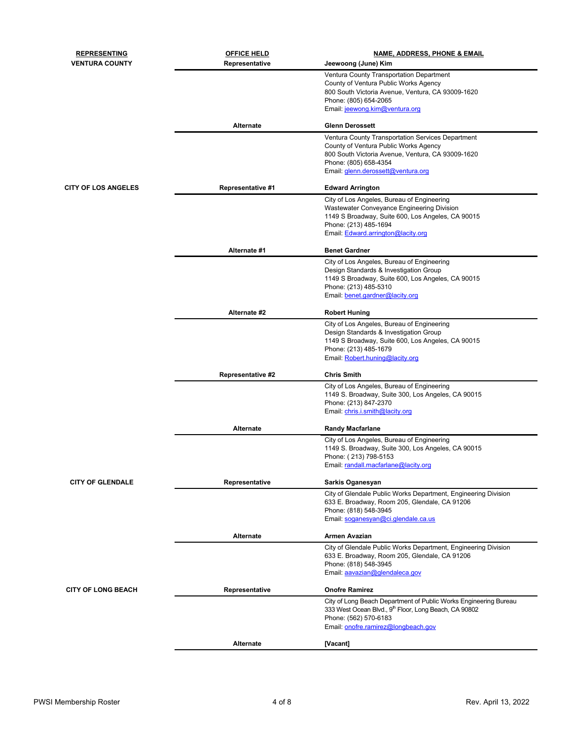| REPRESENTING | OFFICE HELD | NAME, ADDRESS, PHONE & EMAIL |
|---|---|---|
| **VENTURA COUNTY** | **Representative** | **Jeewoong (June) Kim** |
| | | Ventura County Transportation Department<br>County of Ventura Public Works Agency<br>800 South Victoria Avenue, Ventura, CA 93009-1620<br>Phone: (805) 654-2065<br>Email: jeewong.kim@ventura.org |
| | **Alternate** | **Glenn Derossett** |
| | | Ventura County Transportation Services Department<br>County of Ventura Public Works Agency<br>800 South Victoria Avenue, Ventura, CA 93009-1620<br>Phone: (805) 658-4354<br>Email: glenn.derossett@ventura.org |
| **CITY OF LOS ANGELES** | **Representative #1** | **Edward Arrington** |
| | | City of Los Angeles, Bureau of Engineering<br>Wastewater Conveyance Engineering Division<br>1149 S Broadway, Suite 600, Los Angeles, CA 90015<br>Phone: (213) 485-1694<br>Email: Edward.arrington@lacity.org |
| | **Alternate #1** | **Benet Gardner** |
| | | City of Los Angeles, Bureau of Engineering<br>Design Standards & Investigation Group<br>1149 S Broadway, Suite 600, Los Angeles, CA 90015<br>Phone: (213) 485-5310<br>Email: benet.gardner@lacity.org |
| | **Alternate #2** | **Robert Huning** |
| | | City of Los Angeles, Bureau of Engineering<br>Design Standards & Investigation Group<br>1149 S Broadway, Suite 600, Los Angeles, CA 90015<br>Phone: (213) 485-1679<br>Email: Robert.huning@lacity.org |
| | **Representative #2** | **Chris Smith** |
| | | City of Los Angeles, Bureau of Engineering<br>1149 S. Broadway, Suite 300, Los Angeles, CA 90015<br>Phone: (213) 847-2370<br>Email: chris.i.smith@lacity.org |
| | **Alternate** | **Randy Macfarlane** |
| | | City of Los Angeles, Bureau of Engineering<br>1149 S. Broadway, Suite 300, Los Angeles, CA 90015<br>Phone: ( 213) 798-5153<br>Email: randall.macfarlane@lacity.org |
| **CITY OF GLENDALE** | **Representative** | **Sarkis Oganesyan** |
| | | City of Glendale Public Works Department, Engineering Division<br>633 E. Broadway, Room 205, Glendale, CA 91206<br>Phone: (818) 548-3945<br>Email: soganesyan@ci.glendale.ca.us |
| | **Alternate** | **Armen Avazian** |
| | | City of Glendale Public Works Department, Engineering Division<br>633 E. Broadway, Room 205, Glendale, CA 91206<br>Phone: (818) 548-3945<br>Email: aavazian@glendaleca.gov |
| **CITY OF LONG BEACH** | **Representative** | **Onofre Ramirez** |
| | | City of Long Beach Department of Public Works Engineering Bureau<br>333 West Ocean Blvd., 9th Floor, Long Beach, CA 90802<br>Phone: (562) 570-6183<br>Email: onofre.ramirez@longbeach.gov |
| | **Alternate** | **[Vacant]** |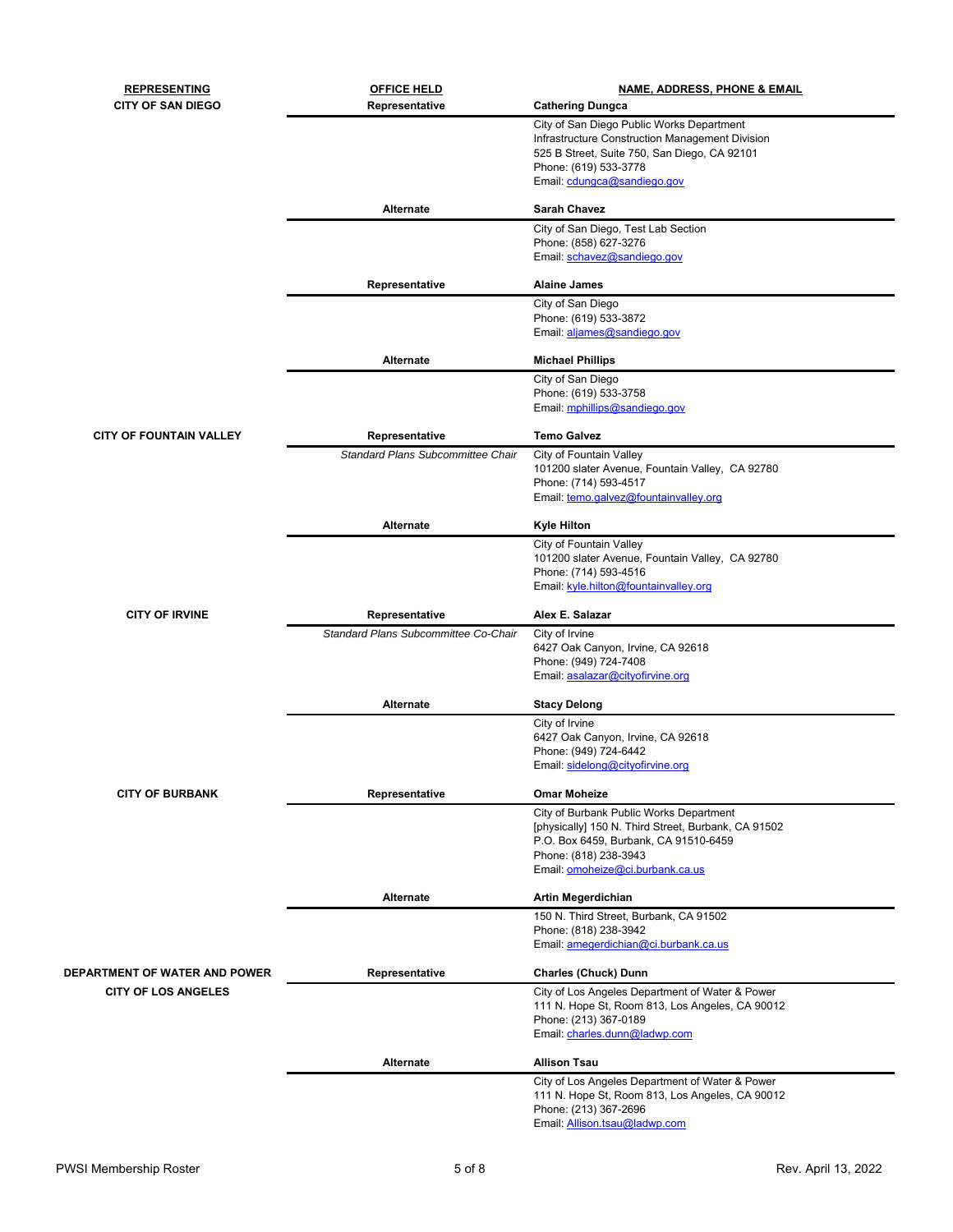| REPRESENTING | OFFICE HELD | NAME, ADDRESS, PHONE & EMAIL |
|---|---|---|
| **CITY OF SAN DIEGO** | **Representative** | **Cathering Dungca** |
| | | City of San Diego Public Works Department<br>Infrastructure Construction Management Division<br>525 B Street, Suite 750, San Diego, CA 92101<br>Phone: (619) 533-3778<br>Email: cdungca@sandiego.gov |
| | **Alternate** | **Sarah Chavez** |
| | | City of San Diego, Test Lab Section<br>Phone: (858) 627-3276<br>Email: schavez@sandiego.gov |
| | **Representative** | **Alaine James** |
| | | City of San Diego<br>Phone: (619) 533-3872<br>Email: aljames@sandiego.gov |
| | **Alternate** | **Michael Phillips** |
| | | City of San Diego<br>Phone: (619) 533-3758<br>Email: mphillips@sandiego.gov |
| **CITY OF FOUNTAIN VALLEY** | **Representative** | **Temo Galvez** |
| | *Standard Plans Subcommittee Chair* | City of Fountain Valley<br>101200 slater Avenue, Fountain Valley, CA 92780<br>Phone: (714) 593-4517<br>Email: temo.galvez@fountainvalley.org |
| | **Alternate** | **Kyle Hilton** |
| | | City of Fountain Valley<br>101200 slater Avenue, Fountain Valley, CA 92780<br>Phone: (714) 593-4516<br>Email: kyle.hilton@fountainvalley.org |
| **CITY OF IRVINE** | **Representative** | **Alex E. Salazar** |
| | *Standard Plans Subcommittee Co-Chair* | City of Irvine<br>6427 Oak Canyon, Irvine, CA 92618<br>Phone: (949) 724-7408<br>Email: asalazar@cityofirvine.org |
| | **Alternate** | **Stacy Delong** |
| | | City of Irvine<br>6427 Oak Canyon, Irvine, CA 92618<br>Phone: (949) 724-6442<br>Email: sidelong@cityofirvine.org |
| **CITY OF BURBANK** | **Representative** | **Omar Moheize** |
| | | City of Burbank Public Works Department<br>[physically] 150 N. Third Street, Burbank, CA 91502<br>P.O. Box 6459, Burbank, CA 91510-6459<br>Phone: (818) 238-3943<br>Email: omoheize@ci.burbank.ca.us |
| | **Alternate** | **Artin Megerdichian** |
| | | 150 N. Third Street, Burbank, CA 91502<br>Phone: (818) 238-3942<br>Email: amegerdichian@ci.burbank.ca.us |
| **DEPARTMENT OF WATER AND POWER CITY OF LOS ANGELES** | **Representative** | **Charles (Chuck) Dunn** |
| | | City of Los Angeles Department of Water & Power<br>111 N. Hope St, Room 813, Los Angeles, CA 90012<br>Phone: (213) 367-0189<br>Email: charles.dunn@ladwp.com |
| | **Alternate** | **Allison Tsau** |
| | | City of Los Angeles Department of Water & Power<br>111 N. Hope St, Room 813, Los Angeles, CA 90012<br>Phone: (213) 367-2696<br>Email: Allison.tsau@ladwp.com |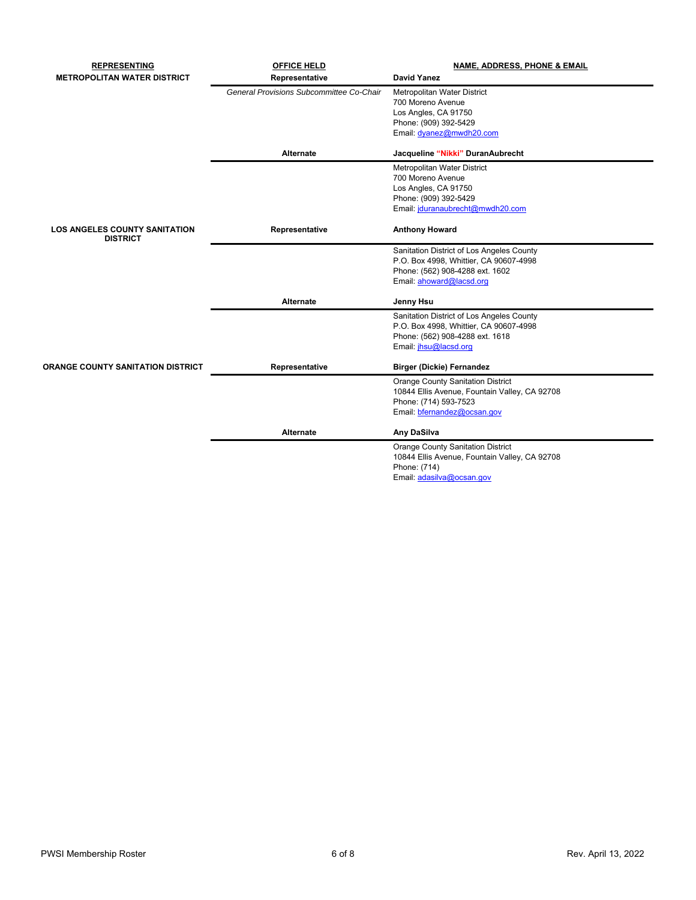| REPRESENTING | OFFICE HELD | NAME, ADDRESS, PHONE & EMAIL |
|---|---|---|
| **METROPOLITAN WATER DISTRICT** | **Representative** | **David Yanez** |
| | *General Provisions Subcommittee Co-Chair* | Metropolitan Water District<br>700 Moreno Avenue<br>Los Angles, CA 91750<br>Phone: (909) 392-5429<br>Email: dyanez@mwdh20.com |
| | **Alternate** | **Jacqueline "Nikki" DuranAubrecht** |
| | | Metropolitan Water District<br>700 Moreno Avenue<br>Los Angles, CA 91750<br>Phone: (909) 392-5429<br>Email: jduranaubrecht@mwdh20.com |
| **LOS ANGELES COUNTY SANITATION DISTRICT** | **Representative** | **Anthony Howard** |
| | | Sanitation District of Los Angeles County<br>P.O. Box 4998, Whittier, CA 90607-4998<br>Phone: (562) 908-4288 ext. 1602<br>Email: ahoward@lacsd.org |
| | **Alternate** | **Jenny Hsu** |
| | | Sanitation District of Los Angeles County<br>P.O. Box 4998, Whittier, CA 90607-4998<br>Phone: (562) 908-4288 ext. 1618<br>Email: jhsu@lacsd.org |
| **ORANGE COUNTY SANITATION DISTRICT** | **Representative** | **Birger (Dickie) Fernandez** |
| | | Orange County Sanitation District<br>10844 Ellis Avenue, Fountain Valley, CA 92708<br>Phone: (714) 593-7523<br>Email: bfernandez@ocsan.gov |
| | **Alternate** | **Any DaSilva** |
| | | Orange County Sanitation District<br>10844 Ellis Avenue, Fountain Valley, CA 92708<br>Phone: (714)<br>Email: adasilva@ocsan.gov |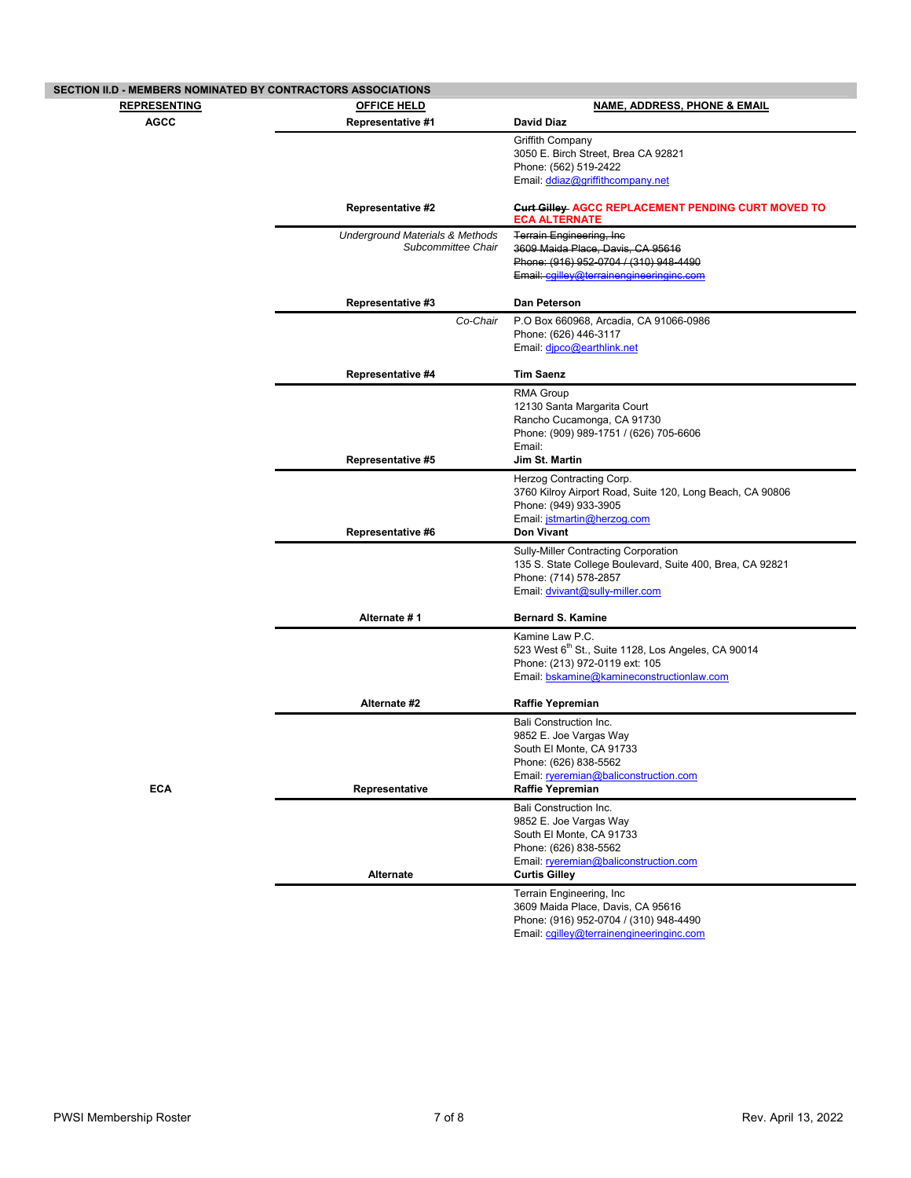## SECTION II.D - MEMBERS NOMINATED BY CONTRACTORS ASSOCIATIONS

| REPRESENTING | OFFICE HELD | NAME, ADDRESS, PHONE & EMAIL |
|---|---|---|
| **AGCC** | **Representative #1** | **David Diaz**<br>Griffith Company<br>3050 E. Birch Street, Brea CA 92821<br>Phone: (562) 519-2422<br>Email: ddiaz@griffithcompany.net |
| | **Representative #2**<br>*Underground Materials & Methods Subcommittee Chair* | ~~**Curt Gilley**~~ **AGCC REPLACEMENT PENDING CURT MOVED TO ECA ALTERNATE**<br>~~Terrain Engineering, Inc~~<br>~~3609 Maida Place, Davis, CA 95616~~<br>~~Phone: (916) 952-0704 / (310) 948-4490~~<br>~~Email: cgilley@terrainengineeringinc.com~~ |
| | **Representative #3**<br>*Co-Chair* | **Dan Peterson**<br>P.O Box 660968, Arcadia, CA 91066-0986<br>Phone: (626) 446-3117<br>Email: djpco@earthlink.net |
| | **Representative #4** | **Tim Saenz**<br>RMA Group<br>12130 Santa Margarita Court<br>Rancho Cucamonga, CA 91730<br>Phone: (909) 989-1751 / (626) 705-6606<br>Email: |
| | **Representative #5** | **Jim St. Martin**<br>Herzog Contracting Corp.<br>3760 Kilroy Airport Road, Suite 120, Long Beach, CA 90806<br>Phone: (949) 933-3905<br>Email: jstmartin@herzog.com |
| | **Representative #6** | **Don Vivant**<br>Sully-Miller Contracting Corporation<br>135 S. State College Boulevard, Suite 400, Brea, CA 92821<br>Phone: (714) 578-2857<br>Email: dvivant@sully-miller.com |
| | **Alternate # 1** | **Bernard S. Kamine**<br>Kamine Law P.C.<br>523 West 6th St., Suite 1128, Los Angeles, CA 90014<br>Phone: (213) 972-0119 ext: 105<br>Email: bskamine@kamineconstructionlaw.com |
| | **Alternate #2** | **Raffie Yepremian**<br>Bali Construction Inc.<br>9852 E. Joe Vargas Way<br>South El Monte, CA 91733<br>Phone: (626) 838-5562<br>Email: ryeremian@baliconstruction.com |
| **ECA** | **Representative** | **Raffie Yepremian**<br>Bali Construction Inc.<br>9852 E. Joe Vargas Way<br>South El Monte, CA 91733<br>Phone: (626) 838-5562<br>Email: ryeremian@baliconstruction.com |
| | **Alternate** | **Curtis Gilley**<br>Terrain Engineering, Inc<br>3609 Maida Place, Davis, CA 95616<br>Phone: (916) 952-0704 / (310) 948-4490<br>Email: cgilley@terrainengineeringinc.com |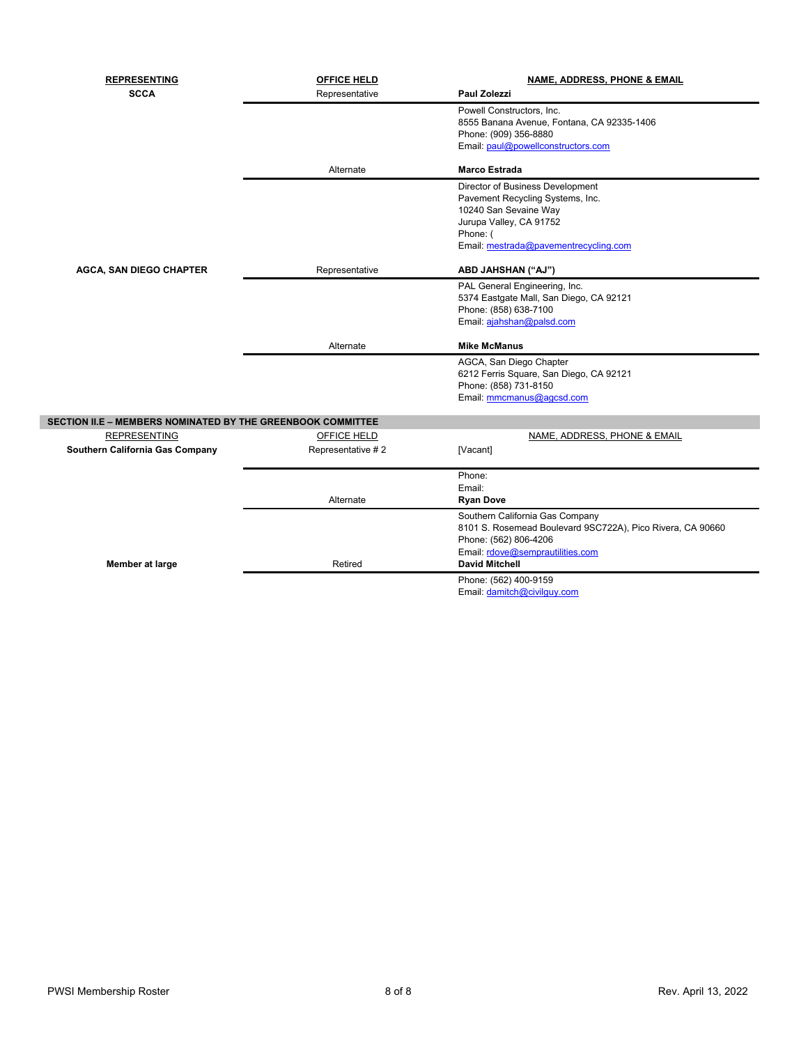| REPRESENTING | OFFICE HELD | NAME, ADDRESS, PHONE & EMAIL |
|---|---|---|
| **SCCA** | Representative | **Paul Zolezzi**<br>Powell Constructors, Inc.<br>8555 Banana Avenue, Fontana, CA 92335-1406<br>Phone: (909) 356-8880<br>Email: paul@powellconstructors.com |
| | Alternate | **Marco Estrada**<br>Director of Business Development<br>Pavement Recycling Systems, Inc.<br>10240 San Sevaine Way<br>Jurupa Valley, CA 91752<br>Phone: (<br>Email: mestrada@pavementrecycling.com |
| **AGCA, SAN DIEGO CHAPTER** | Representative | **ABD JAHSHAN ("AJ")**<br>PAL General Engineering, Inc.<br>5374 Eastgate Mall, San Diego, CA 92121<br>Phone: (858) 638-7100<br>Email: ajahshan@palsd.com |
| | Alternate | **Mike McManus**<br>AGCA, San Diego Chapter<br>6212 Ferris Square, San Diego, CA 92121<br>Phone: (858) 731-8150<br>Email: mmcmanus@agcsd.com |

## SECTION II.E – MEMBERS NOMINATED BY THE GREENBOOK COMMITTEE

| REPRESENTING | OFFICE HELD | NAME, ADDRESS, PHONE & EMAIL |
|---|---|---|
| **Southern California Gas Company** | Representative # 2 | [Vacant]<br>Phone:<br>Email: |
| | Alternate | **Ryan Dove**<br>Southern California Gas Company<br>8101 S. Rosemead Boulevard 9SC722A), Pico Rivera, CA 90660<br>Phone: (562) 806-4206<br>Email: rdove@semprautilities.com |
| **Member at large** | Retired | **David Mitchell**<br>Phone: (562) 400-9159<br>Email: damitch@civilguy.com |